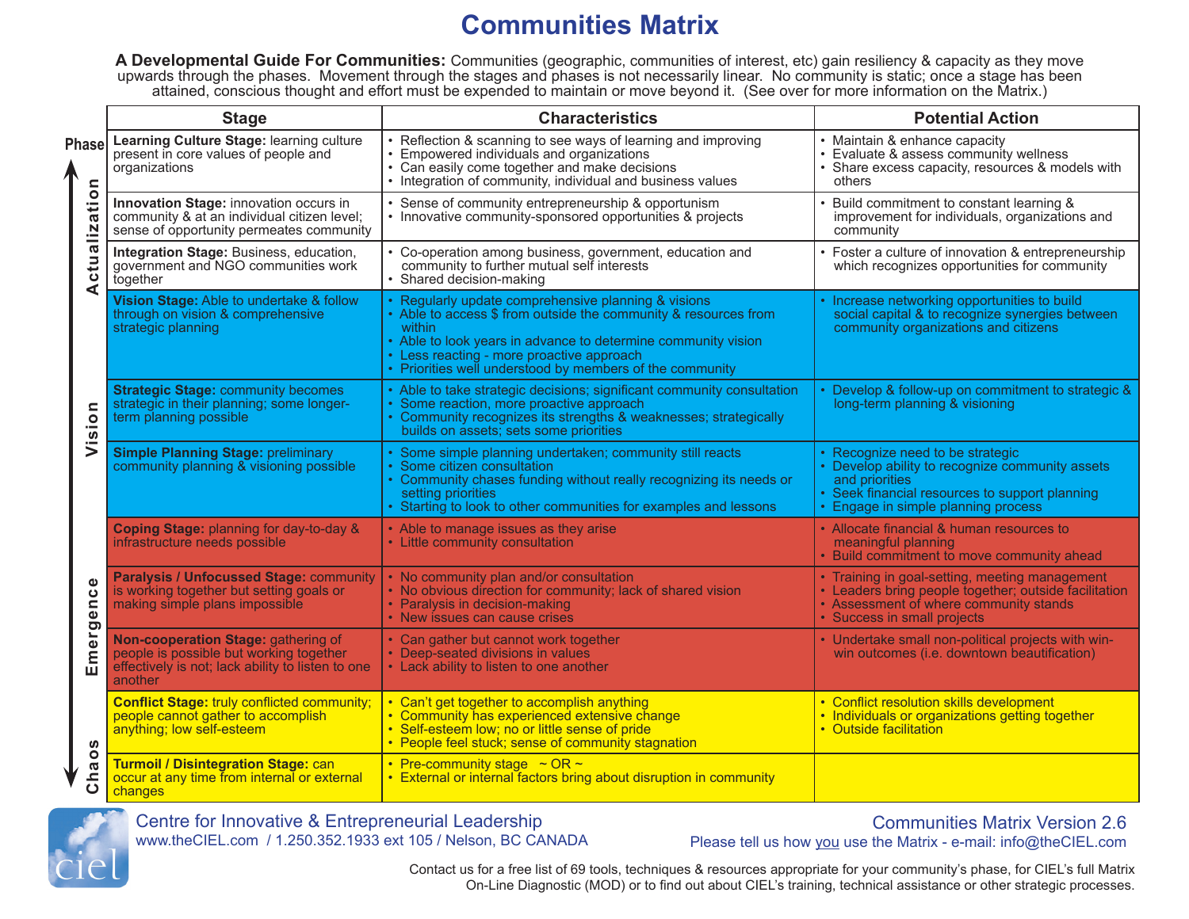# Communities Matrix

**A Developmental Guide For Communities:** Communities (geographic, communities of interest, etc) gain resiliency & capacity as they move upwards through the phases. Movement through the stages and phases is not necessarily linear. No community is static; once a stage has been attained, conscious thought and effort must be expended to maintain or move beyond it. (See over for more information on the Matrix.)

| Phase | Stage | Characteristics | Potential Action |
|---|---|---|---|
| Actualization | **Learning Culture Stage:** learning culture present in core values of people and organizations | • Reflection & scanning to see ways of learning and improving<br>• Empowered individuals and organizations<br>• Can easily come together and make decisions<br>• Integration of community, individual and business values | • Maintain & enhance capacity<br>• Evaluate & assess community wellness<br>• Share excess capacity, resources & models with others |
| Actualization | **Innovation Stage:** innovation occurs in community & at an individual citizen level; sense of opportunity permeates community | • Sense of community entrepreneurship & opportunism<br>• Innovative community-sponsored opportunities & projects | • Build commitment to constant learning & improvement for individuals, organizations and community |
| Actualization | **Integration Stage:** Business, education, government and NGO communities work together | • Co-operation among business, government, education and community to further mutual self interests<br>• Shared decision-making | • Foster a culture of innovation & entrepreneurship which recognizes opportunities for community |
| Vision | **Vision Stage:** Able to undertake & follow through on vision & comprehensive strategic planning | • Regularly update comprehensive planning & visions<br>• Able to access $ from outside the community & resources from within<br>• Able to look years in advance to determine community vision<br>• Less reacting - more proactive approach<br>• Priorities well understood by members of the community | • Increase networking opportunities to build social capital & to recognize synergies between community organizations and citizens |
| Vision | **Strategic Stage:** community becomes strategic in their planning; some longer-term planning possible | • Able to take strategic decisions; significant community consultation<br>• Some reaction, more proactive approach<br>• Community recognizes its strengths & weaknesses; strategically builds on assets; sets some priorities | • Develop & follow-up on commitment to strategic & long-term planning & visioning |
| Vision | **Simple Planning Stage:** preliminary community planning & visioning possible | • Some simple planning undertaken; community still reacts<br>• Some citizen consultation<br>• Community chases funding without really recognizing its needs or setting priorities<br>• Starting to look to other communities for examples and lessons | • Recognize need to be strategic<br>• Develop ability to recognize community assets and priorities<br>• Seek financial resources to support planning<br>• Engage in simple planning process |
| Emergence | **Coping Stage:** planning for day-to-day & infrastructure needs possible | • Able to manage issues as they arise<br>• Little community consultation | • Allocate financial & human resources to meaningful planning<br>• Build commitment to move community ahead |
| Emergence | **Paralysis / Unfocussed Stage:** community is working together but setting goals or making simple plans impossible | • No community plan and/or consultation<br>• No obvious direction for community; lack of shared vision<br>• Paralysis in decision-making<br>• New issues can cause crises | • Training in goal-setting, meeting management<br>• Leaders bring people together; outside facilitation<br>• Assessment of where community stands<br>• Success in small projects |
| Emergence | **Non-cooperation Stage:** gathering of people is possible but working together effectively is not; lack ability to listen to one another | • Can gather but cannot work together<br>• Deep-seated divisions in values<br>• Lack ability to listen to one another | • Undertake small non-political projects with win-win outcomes (i.e. downtown beautification) |
| Chaos | **Conflict Stage:** truly conflicted community; people cannot gather to accomplish anything; low self-esteem | • Can't get together to accomplish anything<br>• Community has experienced extensive change<br>• Self-esteem low; no or little sense of pride<br>• People feel stuck; sense of community stagnation | • Conflict resolution skills development<br>• Individuals or organizations getting together<br>• Outside facilitation |
| Chaos | **Turmoil / Disintegration Stage:** can occur at any time from internal or external changes | • Pre-community stage ~ OR ~<br>• External or internal factors bring about disruption in community | |

Centre for Innovative & Entrepreneurial Leadership
www.theCIEL.com / 1.250.352.1933 ext 105 / Nelson, BC CANADA

Communities Matrix Version 2.6
Please tell us how you use the Matrix - e-mail: info@theCIEL.com

Contact us for a free list of 69 tools, techniques & resources appropriate for your community's phase, for CIEL's full Matrix On-Line Diagnostic (MOD) or to find out about CIEL's training, technical assistance or other strategic processes.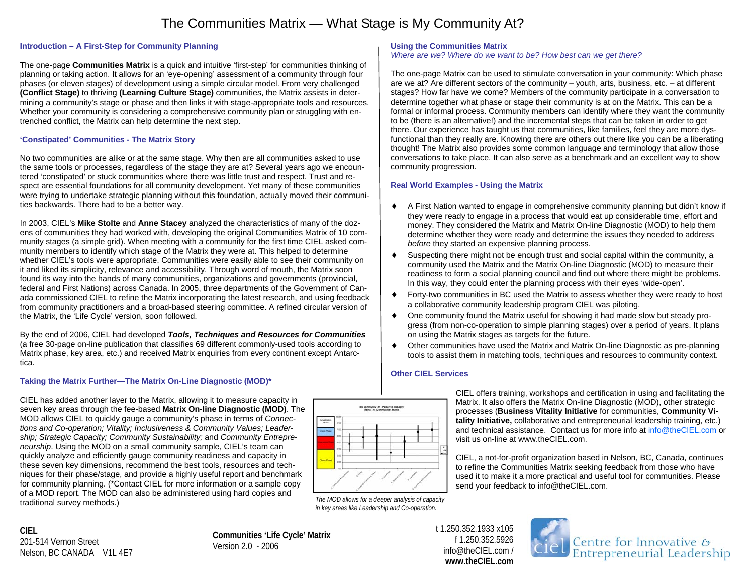# The Communities Matrix — What Stage is My Community At?

## Introduction – A First-Step for Community Planning

The one-page **Communities Matrix** is a quick and intuitive 'first-step' for communities thinking of planning or taking action. It allows for an 'eye-opening' assessment of a community through four phases (or eleven stages) of development using a simple circular model. From very challenged **(Conflict Stage)** to thriving **(Learning Culture Stage)** communities, the Matrix assists in determining a community's stage or phase and then links it with stage-appropriate tools and resources. Whether your community is considering a comprehensive community plan or struggling with entrenched conflict, the Matrix can help determine the next step.

## 'Constipated' Communities - The Matrix Story

No two communities are alike or at the same stage. Why then are all communities asked to use the same tools or processes, regardless of the stage they are at? Several years ago we encountered 'constipated' or stuck communities where there was little trust and respect. Trust and respect are essential foundations for all community development. Yet many of these communities were trying to undertake strategic planning without this foundation, actually moved their communities backwards. There had to be a better way.

In 2003, CIEL's **Mike Stolte** and **Anne Stacey** analyzed the characteristics of many of the dozens of communities they had worked with, developing the original Communities Matrix of 10 community stages (a simple grid). When meeting with a community for the first time CIEL asked community members to identify which stage of the Matrix they were at. This helped to determine whether CIEL's tools were appropriate. Communities were easily able to see their community on it and liked its simplicity, relevance and accessibility. Through word of mouth, the Matrix soon found its way into the hands of many communities, organizations and governments (provincial, federal and First Nations) across Canada. In 2005, three departments of the Government of Canada commissioned CIEL to refine the Matrix incorporating the latest research, and using feedback from community practitioners and a broad-based steering committee. A refined circular version of the Matrix, the 'Life Cycle' version, soon followed.

By the end of 2006, CIEL had developed ***Tools, Techniques and Resources for Communities*** (a free 30-page on-line publication that classifies 69 different commonly-used tools according to Matrix phase, key area, etc.) and received Matrix enquiries from every continent except Antarctica.

## Taking the Matrix Further—The Matrix On-Line Diagnostic (MOD)*

CIEL has added another layer to the Matrix, allowing it to measure capacity in seven key areas through the fee-based **Matrix On-line Diagnostic (MOD)**. The MOD allows CIEL to quickly gauge a community's phase in terms of *Connections and Co-operation; Vitality; Inclusiveness & Community Values; Leadership; Strategic Capacity; Community Sustainability;* and *Community Entrepreneurship*. Using the MOD on a small community sample, CIEL's team can quickly analyze and efficiently gauge community readiness and capacity in these seven key dimensions, recommend the best tools, resources and techniques for their phase/stage, and provide a highly useful report and benchmark for community planning. (*Contact CIEL for more information or a sample copy of a MOD report. The MOD can also be administered using hard copies and traditional survey methods.)

BC Community #1 - Perceived Capacity Using The Communities Matrix

*The MOD allows for a deeper analysis of capacity in key areas like Leadership and Co-operation.*

## Using the Communities Matrix

*Where are we? Where do we want to be? How best can we get there?*

The one-page Matrix can be used to stimulate conversation in your community: Which phase are we at? Are different sectors of the community – youth, arts, business, etc. – at different stages? How far have we come? Members of the community participate in a conversation to determine together what phase or stage their community is at on the Matrix. This can be a formal or informal process. Community members can identify where they want the community to be (there is an alternative!) and the incremental steps that can be taken in order to get there. Our experience has taught us that communities, like families, feel they are more dysfunctional than they really are. Knowing there are others out there like you can be a liberating thought! The Matrix also provides some common language and terminology that allow those conversations to take place. It can also serve as a benchmark and an excellent way to show community progression.

## Real World Examples - Using the Matrix

- A First Nation wanted to engage in comprehensive community planning but didn't know if they were ready to engage in a process that would eat up considerable time, effort and money. They considered the Matrix and Matrix On-line Diagnostic (MOD) to help them determine whether they were ready and determine the issues they needed to address *before* they started an expensive planning process.
- Suspecting there might not be enough trust and social capital within the community, a community used the Matrix and the Matrix On-line Diagnostic (MOD) to measure their readiness to form a social planning council and find out where there might be problems. In this way, they could enter the planning process with their eyes 'wide-open'.
- Forty-two communities in BC used the Matrix to assess whether they were ready to host a collaborative community leadership program CIEL was piloting.
- One community found the Matrix useful for showing it had made slow but steady progress (from non-co-operation to simple planning stages) over a period of years. It plans on using the Matrix stages as targets for the future.
- Other communities have used the Matrix and Matrix On-line Diagnostic as pre-planning tools to assist them in matching tools, techniques and resources to community context.

## Other CIEL Services

CIEL offers training, workshops and certification in using and facilitating the Matrix. It also offers the Matrix On-line Diagnostic (MOD), other strategic processes (**Business Vitality Initiative** for communities, **Community Vitality Initiative,** collaborative and entrepreneurial leadership training, etc.) and technical assistance. Contact us for more info at info@theCIEL.com or visit us on-line at www.theCIEL.com.

CIEL, a not-for-profit organization based in Nelson, BC, Canada, continues to refine the Communities Matrix seeking feedback from those who have used it to make it a more practical and useful tool for communities. Please send your feedback to info@theCIEL.com.

**CIEL**
201-514 Vernon Street
Nelson, BC CANADA V1L 4E7

**Communities 'Life Cycle' Matrix**
Version 2.0 - 2006

t 1.250.352.1933 x105
f 1.250.352.5926
info@theCIEL.com /
**www.theCIEL.com**

Centre for Innovative & Entrepreneurial Leadership